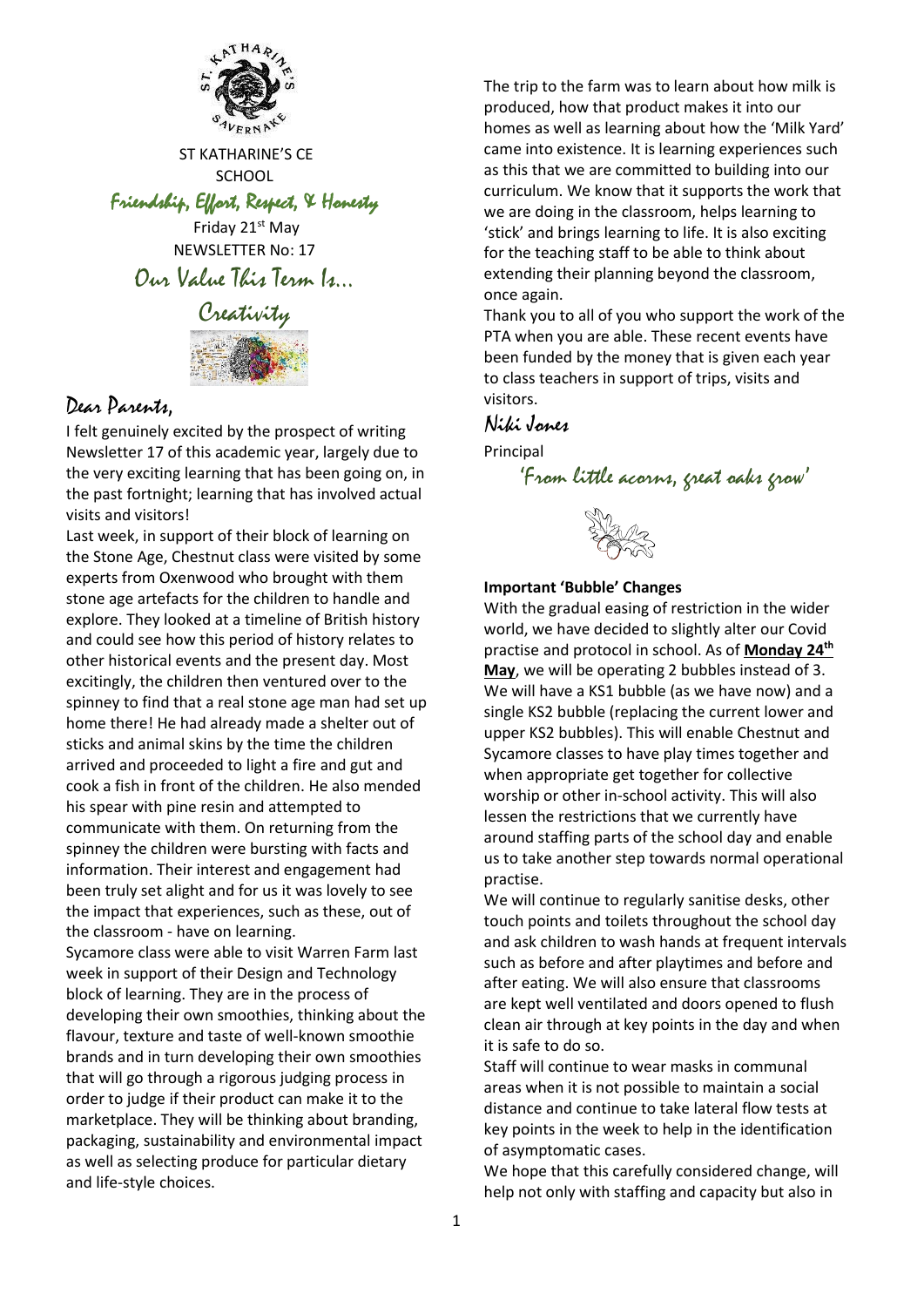ST KATHARINE'S CE SCHOOL

*Friendship, Effort, Respect, & Honesty*

Friday 21st May

NEWSLETTER No: 17

## Our Value This Term Is…

## Creativity

## Dear Parents,

I felt genuinely excited by the prospect of writing Newsletter 17 of this academic year, largely due to the very exciting learning that has been going on, in the past fortnight; learning that has involved actual visits and visitors!

Last week, in support of their block of learning on the Stone Age, Chestnut class were visited by some experts from Oxenwood who brought with them stone age artefacts for the children to handle and explore. They looked at a timeline of British history and could see how this period of history relates to other historical events and the present day. Most excitingly, the children then ventured over to the spinney to find that a real stone age man had set up home there! He had already made a shelter out of sticks and animal skins by the time the children arrived and proceeded to light a fire and gut and cook a fish in front of the children. He also mended his spear with pine resin and attempted to communicate with them. On returning from the spinney the children were bursting with facts and information. Their interest and engagement had been truly set alight and for us it was lovely to see the impact that experiences, such as these, out of the classroom - have on learning.

Sycamore class were able to visit Warren Farm last week in support of their Design and Technology block of learning. They are in the process of developing their own smoothies, thinking about the flavour, texture and taste of well-known smoothie brands and in turn developing their own smoothies that will go through a rigorous judging process in order to judge if their product can make it to the marketplace. They will be thinking about branding, packaging, sustainability and environmental impact as well as selecting produce for particular dietary and life-style choices.

The trip to the farm was to learn about how milk is produced, how that product makes it into our homes as well as learning about how the 'Milk Yard' came into existence. It is learning experiences such as this that we are committed to building into our curriculum. We know that it supports the work that we are doing in the classroom, helps learning to 'stick' and brings learning to life. It is also exciting for the teaching staff to be able to think about extending their planning beyond the classroom, once again.

Thank you to all of you who support the work of the PTA when you are able. These recent events have been funded by the money that is given each year to class teachers in support of trips, visits and visitors.

*Niki Jones*

Principal

*'From little acorns, great oaks grow'*

**Important 'Bubble' Changes**

With the gradual easing of restriction in the wider world, we have decided to slightly alter our Covid practise and protocol in school. As of **Monday 24th May**, we will be operating 2 bubbles instead of 3. We will have a KS1 bubble (as we have now) and a single KS2 bubble (replacing the current lower and upper KS2 bubbles). This will enable Chestnut and Sycamore classes to have play times together and when appropriate get together for collective worship or other in-school activity. This will also lessen the restrictions that we currently have around staffing parts of the school day and enable us to take another step towards normal operational practise.

We will continue to regularly sanitise desks, other touch points and toilets throughout the school day and ask children to wash hands at frequent intervals such as before and after playtimes and before and after eating. We will also ensure that classrooms are kept well ventilated and doors opened to flush clean air through at key points in the day and when it is safe to do so.

Staff will continue to wear masks in communal areas when it is not possible to maintain a social distance and continue to take lateral flow tests at key points in the week to help in the identification of asymptomatic cases.

We hope that this carefully considered change, will help not only with staffing and capacity but also in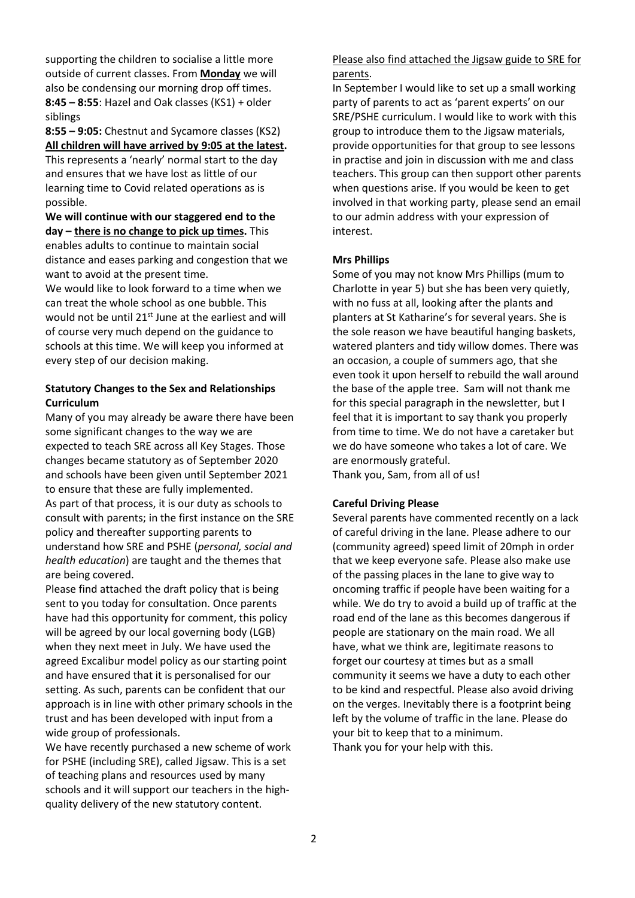supporting the children to socialise a little more outside of current classes. From **Monday** we will also be condensing our morning drop off times.

**8:45 – 8:55**: Hazel and Oak classes (KS1) + older siblings

**8:55 – 9:05:** Chestnut and Sycamore classes (KS2)

**All children will have arrived by 9:05 at the latest.**

This represents a 'nearly' normal start to the day and ensures that we have lost as little of our learning time to Covid related operations as is possible.

**We will continue with our staggered end to the day – there is no change to pick up times.** This enables adults to continue to maintain social distance and eases parking and congestion that we want to avoid at the present time.

We would like to look forward to a time when we can treat the whole school as one bubble. This would not be until 21st June at the earliest and will of course very much depend on the guidance to schools at this time. We will keep you informed at every step of our decision making.

### Statutory Changes to the Sex and Relationships Curriculum

Many of you may already be aware there have been some significant changes to the way we are expected to teach SRE across all Key Stages. Those changes became statutory as of September 2020 and schools have been given until September 2021 to ensure that these are fully implemented.

As part of that process, it is our duty as schools to consult with parents; in the first instance on the SRE policy and thereafter supporting parents to understand how SRE and PSHE (*personal, social and health education*) are taught and the themes that are being covered.

Please find attached the draft policy that is being sent to you today for consultation. Once parents have had this opportunity for comment, this policy will be agreed by our local governing body (LGB) when they next meet in July. We have used the agreed Excalibur model policy as our starting point and have ensured that it is personalised for our setting. As such, parents can be confident that our approach is in line with other primary schools in the trust and has been developed with input from a wide group of professionals.

We have recently purchased a new scheme of work for PSHE (including SRE), called Jigsaw. This is a set of teaching plans and resources used by many schools and it will support our teachers in the high-quality delivery of the new statutory content.

Please also find attached the Jigsaw guide to SRE for parents.

In September I would like to set up a small working party of parents to act as 'parent experts' on our SRE/PSHE curriculum. I would like to work with this group to introduce them to the Jigsaw materials, provide opportunities for that group to see lessons in practise and join in discussion with me and class teachers. This group can then support other parents when questions arise. If you would be keen to get involved in that working party, please send an email to our admin address with your expression of interest.

### Mrs Phillips

Some of you may not know Mrs Phillips (mum to Charlotte in year 5) but she has been very quietly, with no fuss at all, looking after the plants and planters at St Katharine's for several years. She is the sole reason we have beautiful hanging baskets, watered planters and tidy willow domes. There was an occasion, a couple of summers ago, that she even took it upon herself to rebuild the wall around the base of the apple tree. Sam will not thank me for this special paragraph in the newsletter, but I feel that it is important to say thank you properly from time to time. We do not have a caretaker but we do have someone who takes a lot of care. We are enormously grateful.

Thank you, Sam, from all of us!

### Careful Driving Please

Several parents have commented recently on a lack of careful driving in the lane. Please adhere to our (community agreed) speed limit of 20mph in order that we keep everyone safe. Please also make use of the passing places in the lane to give way to oncoming traffic if people have been waiting for a while. We do try to avoid a build up of traffic at the road end of the lane as this becomes dangerous if people are stationary on the main road. We all have, what we think are, legitimate reasons to forget our courtesy at times but as a small community it seems we have a duty to each other to be kind and respectful. Please also avoid driving on the verges. Inevitably there is a footprint being left by the volume of traffic in the lane. Please do your bit to keep that to a minimum.

Thank you for your help with this.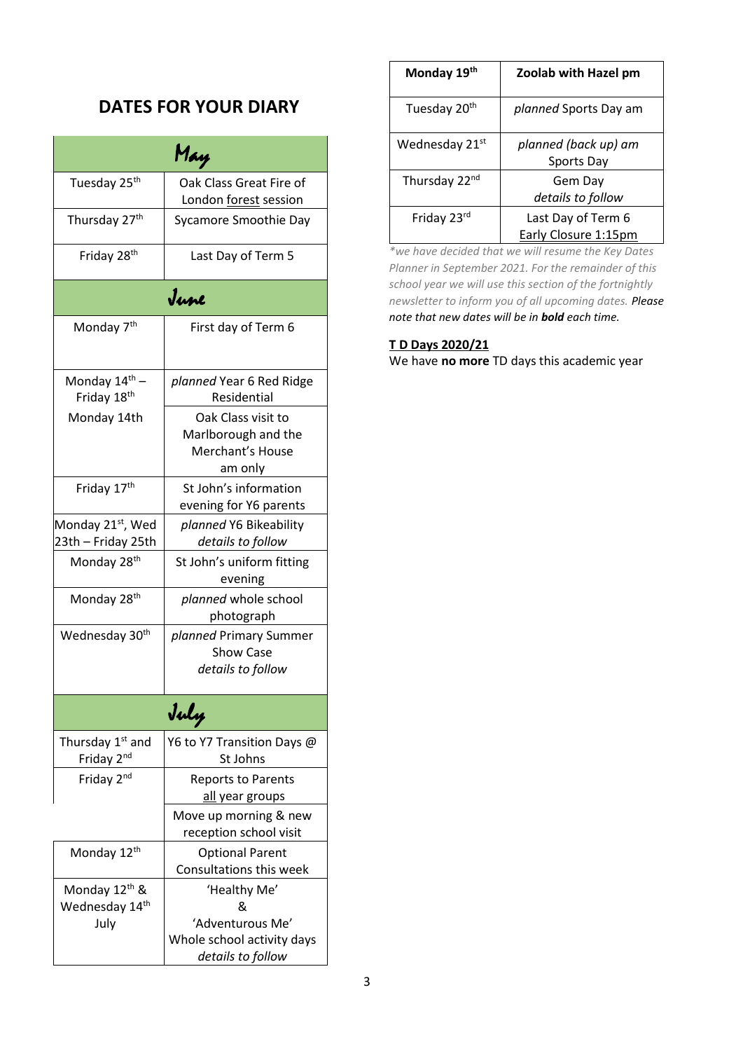## DATES FOR YOUR DIARY

| | |
|---|---|
| **May** | |
| Tuesday 25th | Oak Class Great Fire of London forest session |
| Thursday 27th | Sycamore Smoothie Day |
| Friday 28th | Last Day of Term 5 |
| **June** | |
| Monday 7th | First day of Term 6 |
| Monday 14th – Friday 18th | *planned* Year 6 Red Ridge Residential |
| Monday 14th | Oak Class visit to Marlborough and the Merchant's House am only |
| Friday 17th | St John's information evening for Y6 parents |
| Monday 21st, Wed 23th – Friday 25th | *planned* Y6 Bikeability *details to follow* |
| Monday 28th | St John's uniform fitting evening |
| Monday 28th | *planned* whole school photograph |
| Wednesday 30th | *planned* Primary Summer Show Case *details to follow* |
| **July** | |
| Thursday 1st and Friday 2nd | Y6 to Y7 Transition Days @ St Johns |
| Friday 2nd | Reports to Parents all year groups |
| | Move up morning & new reception school visit |
| Monday 12th | Optional Parent Consultations this week |
| Monday 12th & Wednesday 14th July | 'Healthy Me' & 'Adventurous Me' Whole school activity days *details to follow* |
| **Monday 19th** | **Zoolab with Hazel pm** |
| Tuesday 20th | *planned* Sports Day am |
| Wednesday 21st | *planned (back up) am* Sports Day |
| Thursday 22nd | Gem Day *details to follow* |
| Friday 23rd | Last Day of Term 6 Early Closure 1:15pm |

**Note:** *we have decided that we will resume the Key Dates Planner in September 2021. For the remainder of this school year we will use this section of the fortnightly newsletter to inform you of all upcoming dates.* ***Please note that new dates will be in bold each time.***

**T D Days 2020/21**

We have **no more** TD days this academic year